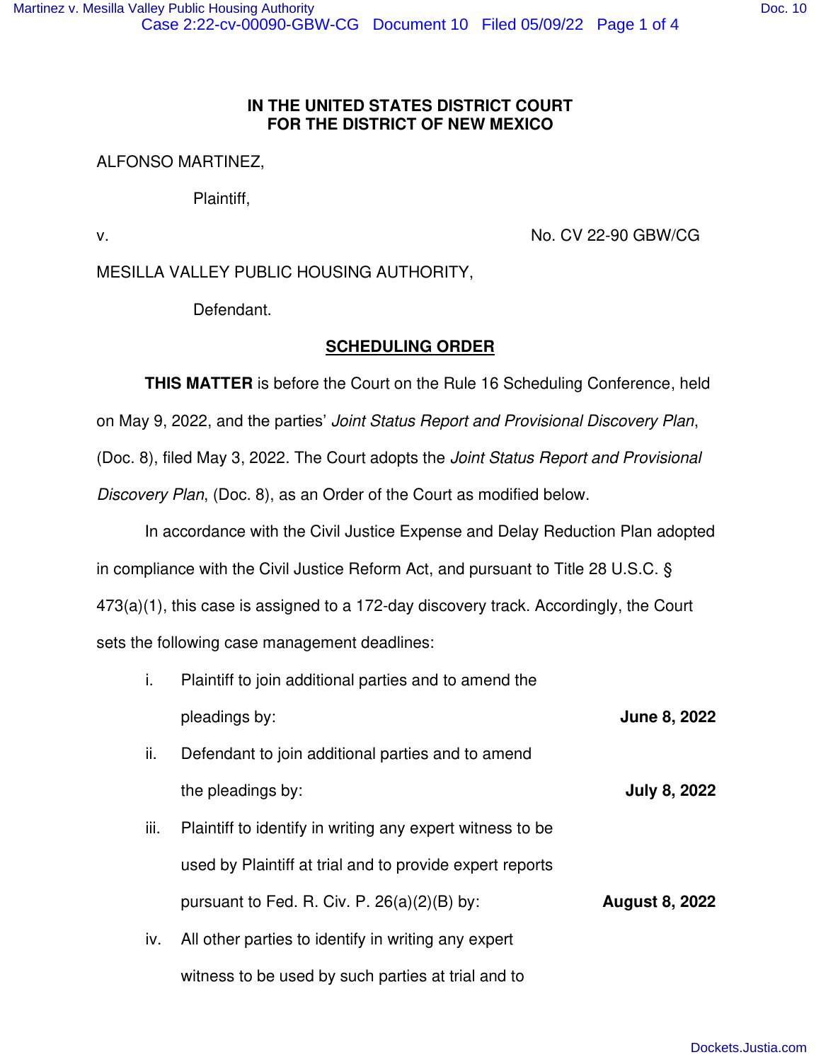**IN THE UNITED STATES DISTRICT COURT**
**FOR THE DISTRICT OF NEW MEXICO**

ALFONSO MARTINEZ,

Plaintiff,

v. No. CV 22-90 GBW/CG

MESILLA VALLEY PUBLIC HOUSING AUTHORITY,

Defendant.

**SCHEDULING ORDER**

**THIS MATTER** is before the Court on the Rule 16 Scheduling Conference, held on May 9, 2022, and the parties' *Joint Status Report and Provisional Discovery Plan*, (Doc. 8), filed May 3, 2022. The Court adopts the *Joint Status Report and Provisional Discovery Plan*, (Doc. 8), as an Order of the Court as modified below.

In accordance with the Civil Justice Expense and Delay Reduction Plan adopted in compliance with the Civil Justice Reform Act, and pursuant to Title 28 U.S.C. § 473(a)(1), this case is assigned to a 172-day discovery track. Accordingly, the Court sets the following case management deadlines:

i. Plaintiff to join additional parties and to amend the pleadings by: **June 8, 2022**

ii. Defendant to join additional parties and to amend the pleadings by: **July 8, 2022**

iii. Plaintiff to identify in writing any expert witness to be used by Plaintiff at trial and to provide expert reports pursuant to Fed. R. Civ. P. 26(a)(2)(B) by: **August 8, 2022**

iv. All other parties to identify in writing any expert witness to be used by such parties at trial and to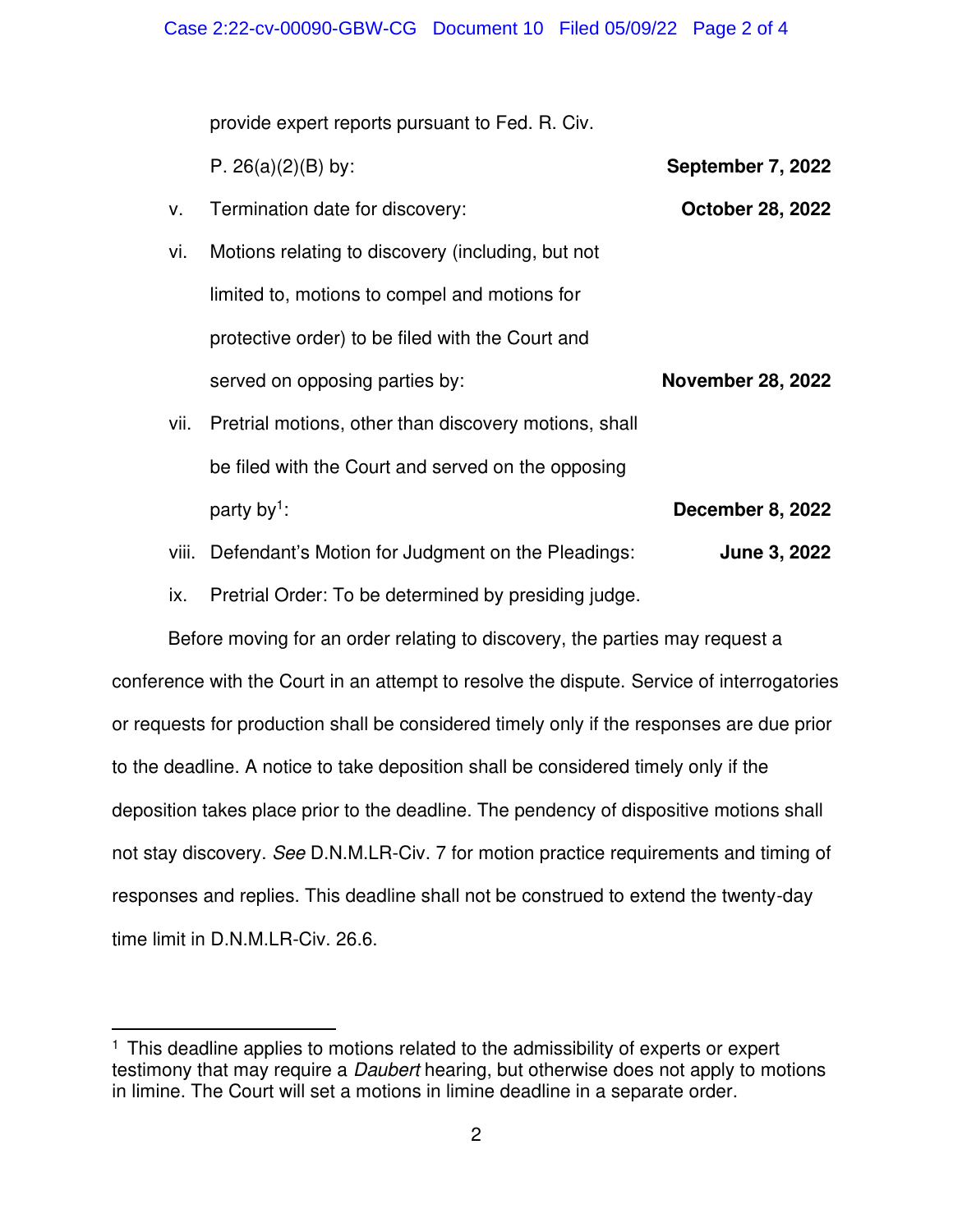provide expert reports pursuant to Fed. R. Civ. P. 26(a)(2)(B) by: **September 7, 2022**

v. Termination date for discovery: **October 28, 2022**

vi. Motions relating to discovery (including, but not limited to, motions to compel and motions for protective order) to be filed with the Court and served on opposing parties by: **November 28, 2022**

vii. Pretrial motions, other than discovery motions, shall be filed with the Court and served on the opposing party by[1]: **December 8, 2022**

viii. Defendant's Motion for Judgment on the Pleadings: **June 3, 2022**

ix. Pretrial Order: To be determined by presiding judge.

Before moving for an order relating to discovery, the parties may request a conference with the Court in an attempt to resolve the dispute. Service of interrogatories or requests for production shall be considered timely only if the responses are due prior to the deadline. A notice to take deposition shall be considered timely only if the deposition takes place prior to the deadline. The pendency of dispositive motions shall not stay discovery. *See* D.N.M.LR-Civ. 7 for motion practice requirements and timing of responses and replies. This deadline shall not be construed to extend the twenty-day time limit in D.N.M.LR-Civ. 26.6.

---

[1] This deadline applies to motions related to the admissibility of experts or expert testimony that may require a *Daubert* hearing, but otherwise does not apply to motions in limine. The Court will set a motions in limine deadline in a separate order.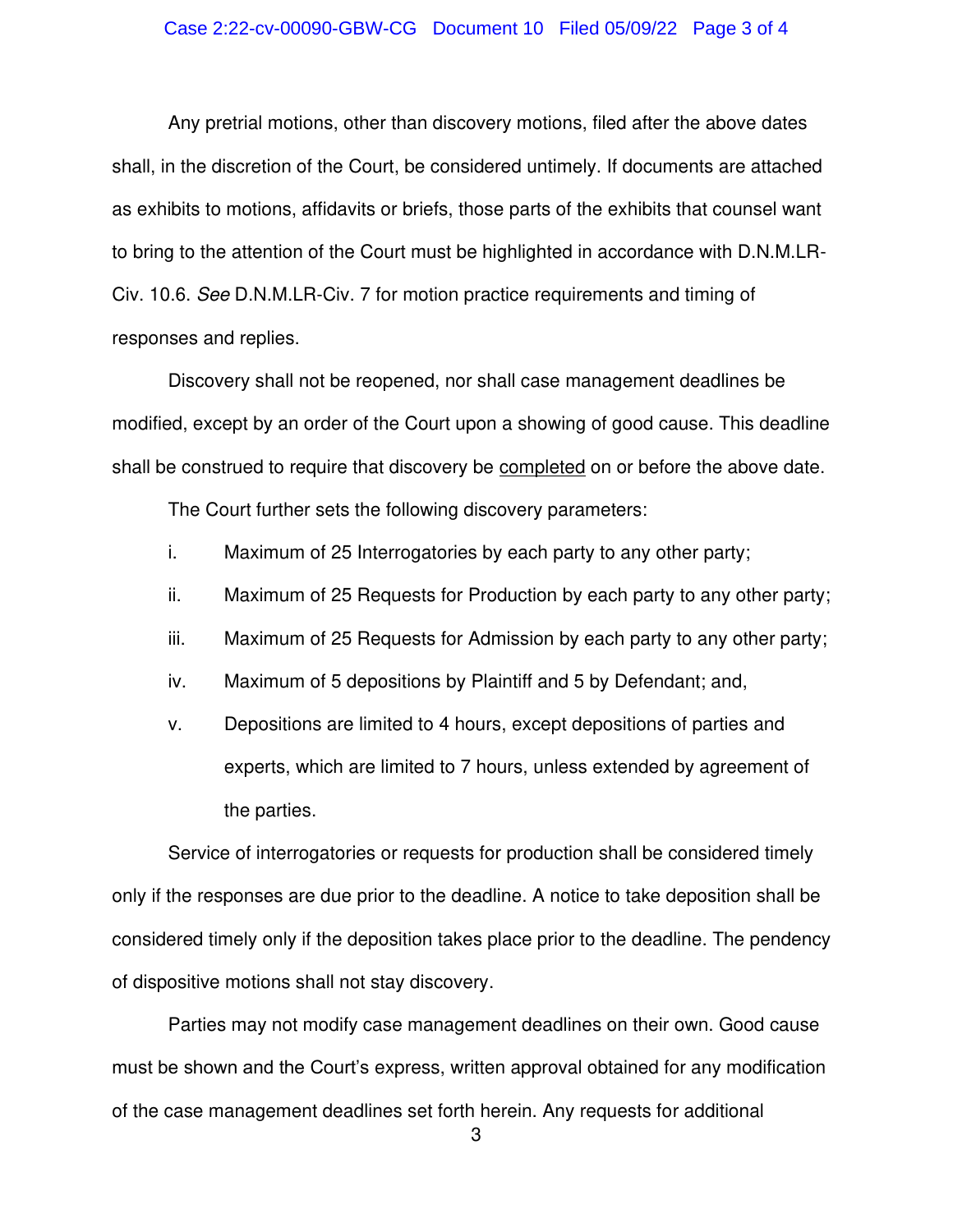Any pretrial motions, other than discovery motions, filed after the above dates shall, in the discretion of the Court, be considered untimely. If documents are attached as exhibits to motions, affidavits or briefs, those parts of the exhibits that counsel want to bring to the attention of the Court must be highlighted in accordance with D.N.M.LR-Civ. 10.6. *See* D.N.M.LR-Civ. 7 for motion practice requirements and timing of responses and replies.

Discovery shall not be reopened, nor shall case management deadlines be modified, except by an order of the Court upon a showing of good cause. This deadline shall be construed to require that discovery be <u>completed</u> on or before the above date.

The Court further sets the following discovery parameters:

i. Maximum of 25 Interrogatories by each party to any other party;

ii. Maximum of 25 Requests for Production by each party to any other party;

iii. Maximum of 25 Requests for Admission by each party to any other party;

iv. Maximum of 5 depositions by Plaintiff and 5 by Defendant; and,

v. Depositions are limited to 4 hours, except depositions of parties and experts, which are limited to 7 hours, unless extended by agreement of the parties.

Service of interrogatories or requests for production shall be considered timely only if the responses are due prior to the deadline. A notice to take deposition shall be considered timely only if the deposition takes place prior to the deadline. The pendency of dispositive motions shall not stay discovery.

Parties may not modify case management deadlines on their own. Good cause must be shown and the Court's express, written approval obtained for any modification of the case management deadlines set forth herein. Any requests for additional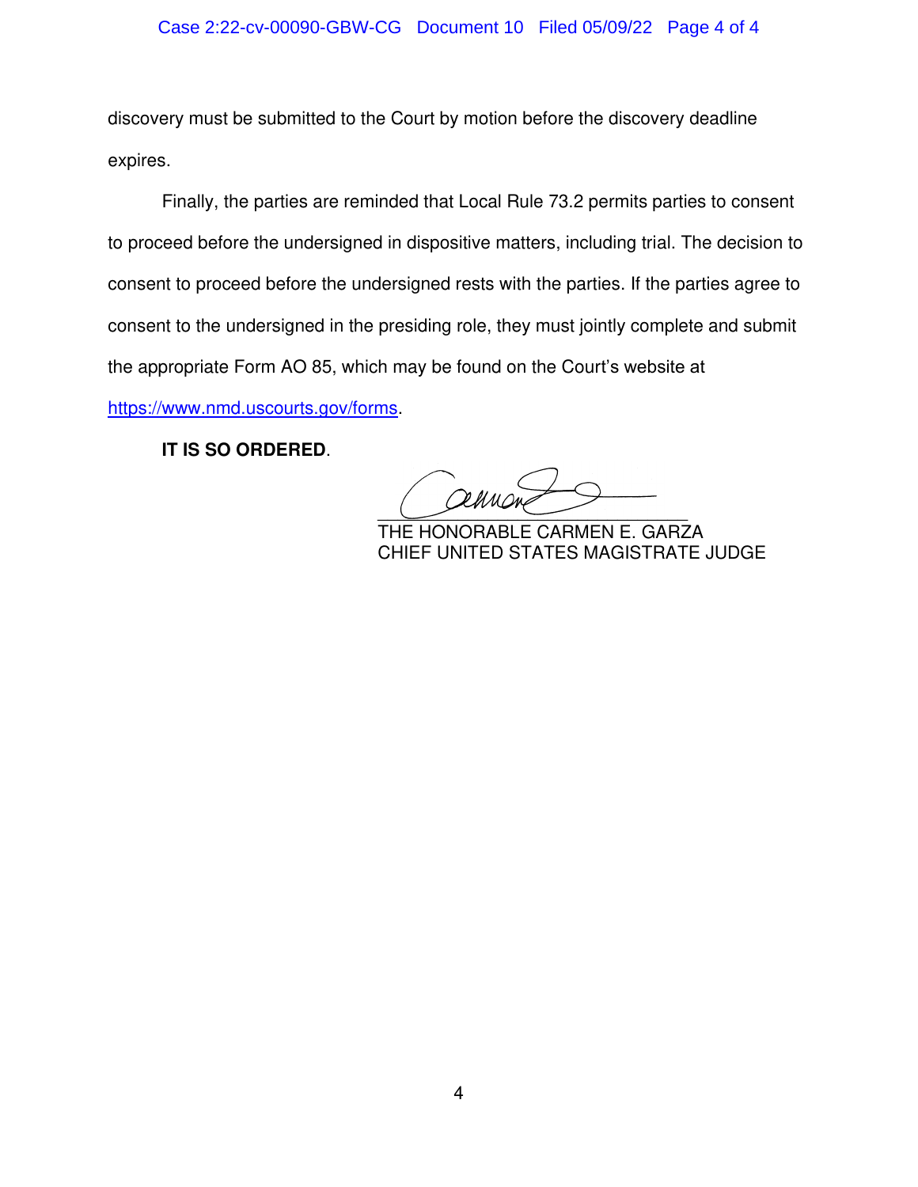discovery must be submitted to the Court by motion before the discovery deadline expires.

Finally, the parties are reminded that Local Rule 73.2 permits parties to consent to proceed before the undersigned in dispositive matters, including trial. The decision to consent to proceed before the undersigned rests with the parties. If the parties agree to consent to the undersigned in the presiding role, they must jointly complete and submit the appropriate Form AO 85, which may be found on the Court's website at https://www.nmd.uscourts.gov/forms.

**IT IS SO ORDERED**.

THE HONORABLE CARMEN E. GARZA
CHIEF UNITED STATES MAGISTRATE JUDGE